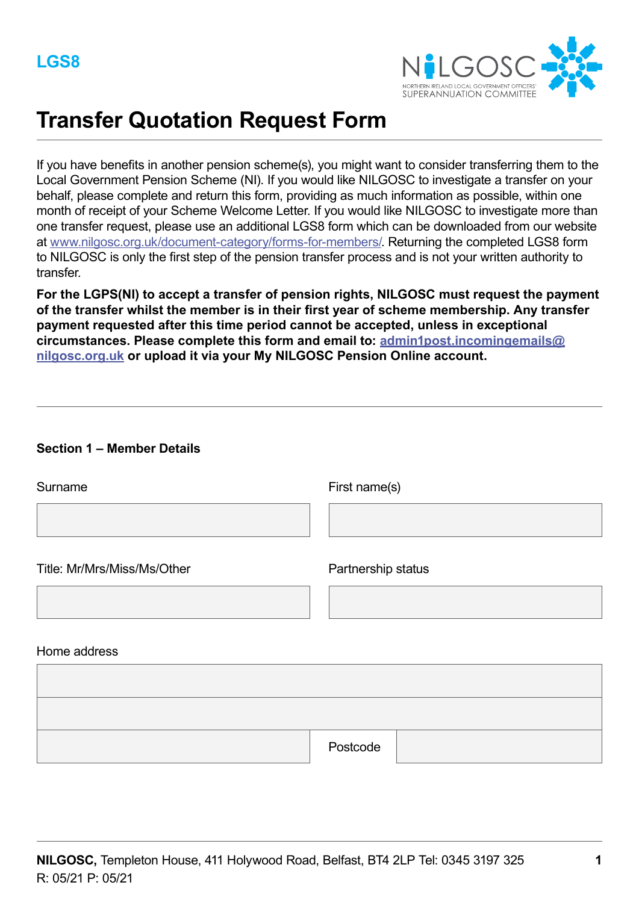LGS8

NILGOSC
NORTHERN IRELAND LOCAL GOVERNMENT OFFICERS' SUPERANNUATION COMMITTEE

# Transfer Quotation Request Form

If you have benefits in another pension scheme(s), you might want to consider transferring them to the Local Government Pension Scheme (NI). If you would like NILGOSC to investigate a transfer on your behalf, please complete and return this form, providing as much information as possible, within one month of receipt of your Scheme Welcome Letter. If you would like NILGOSC to investigate more than one transfer request, please use an additional LGS8 form which can be downloaded from our website at www.nilgosc.org.uk/document-category/forms-for-members/. Returning the completed LGS8 form to NILGOSC is only the first step of the pension transfer process and is not your written authority to transfer.

**For the LGPS(NI) to accept a transfer of pension rights, NILGOSC must request the payment of the transfer whilst the member is in their first year of scheme membership. Any transfer payment requested after this time period cannot be accepted, unless in exceptional circumstances. Please complete this form and email to: admin1post.incomingemails@nilgosc.org.uk or upload it via your My NILGOSC Pension Online account.**

---

**Section 1 – Member Details**

| Surname | First name(s) |
|---|---|
| | |

| Title: Mr/Mrs/Miss/Ms/Other | Partnership status |
|---|---|
| | |

Home address

| | | |
|---|---|---|
| | | |
| | | |
| | Postcode | |

**NILGOSC,** Templeton House, 411 Holywood Road, Belfast, BT4 2LP Tel: 0345 3197 325
R: 05/21 P: 05/21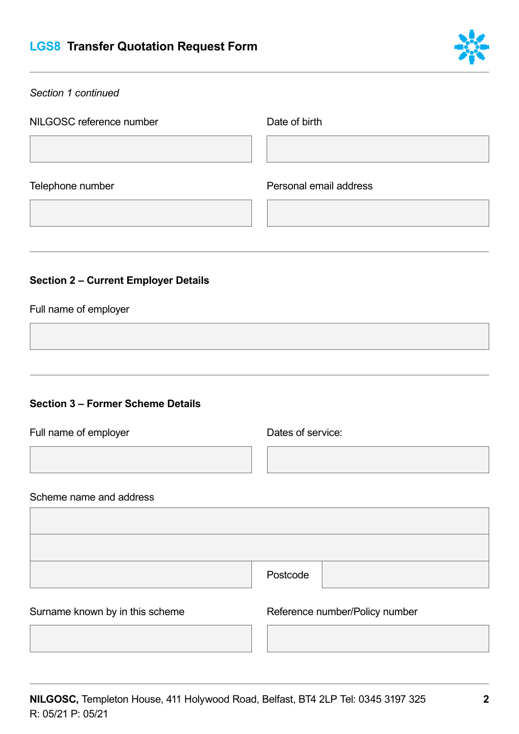*Section 1 continued*

NILGOSC reference number

Date of birth

Telephone number

Personal email address

**Section 2 – Current Employer Details**

Full name of employer

**Section 3 – Former Scheme Details**

Full name of employer

Dates of service:

Scheme name and address

Postcode

Surname known by in this scheme

Reference number/Policy number

**NILGOSC,** Templeton House, 411 Holywood Road, Belfast, BT4 2LP Tel: 0345 3197 325

R: 05/21 P: 05/21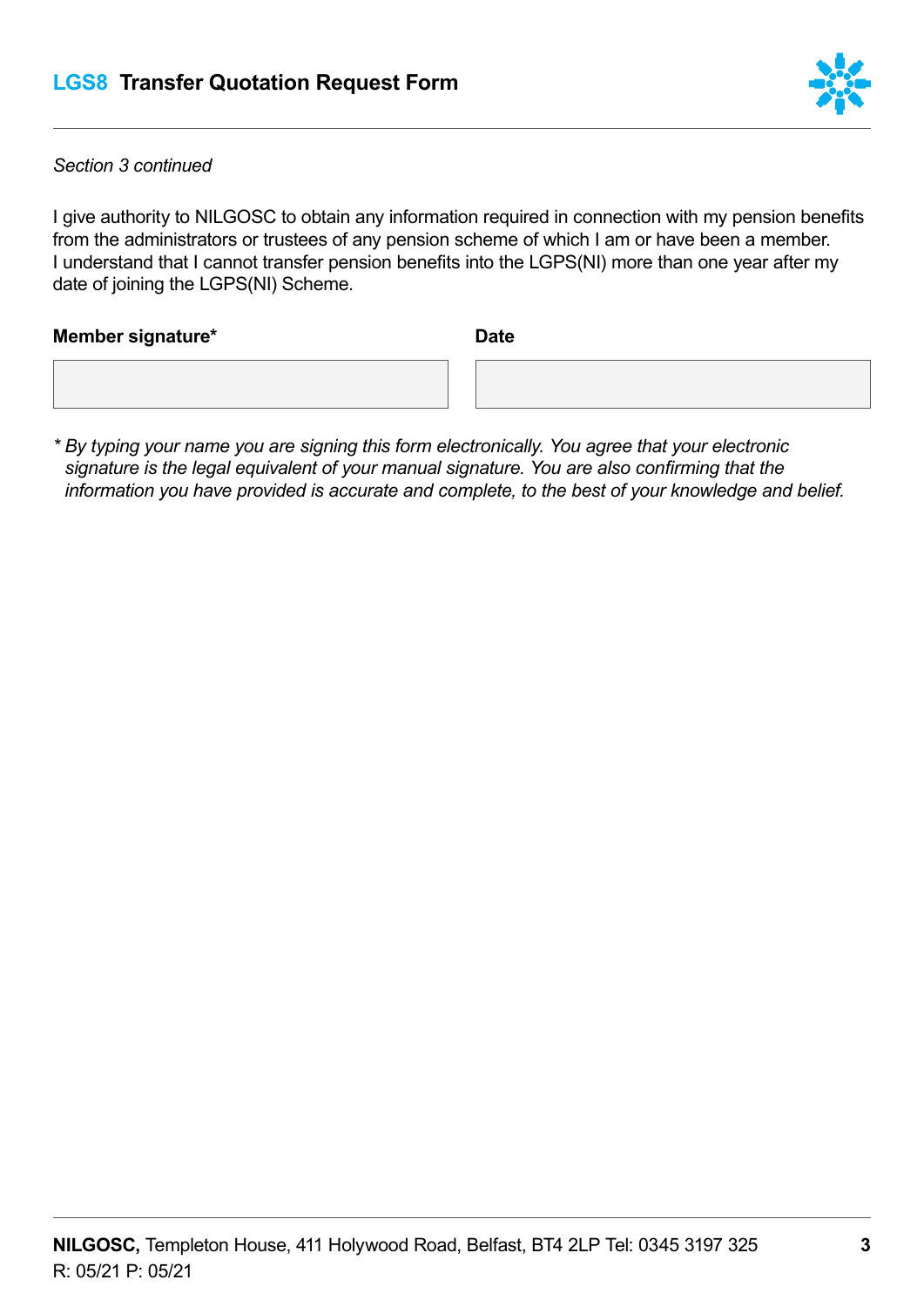*Section 3 continued*

I give authority to NILGOSC to obtain any information required in connection with my pension benefits from the administrators or trustees of any pension scheme of which I am or have been a member.
I understand that I cannot transfer pension benefits into the LGPS(NI) more than one year after my date of joining the LGPS(NI) Scheme.

| **Member signature*** | **Date** |
|---|---|
| | |

*\* By typing your name you are signing this form electronically. You agree that your electronic signature is the legal equivalent of your manual signature. You are also confirming that the information you have provided is accurate and complete, to the best of your knowledge and belief.*

**NILGOSC,** Templeton House, 411 Holywood Road, Belfast, BT4 2LP Tel: 0345 3197 325
R: 05/21 P: 05/21